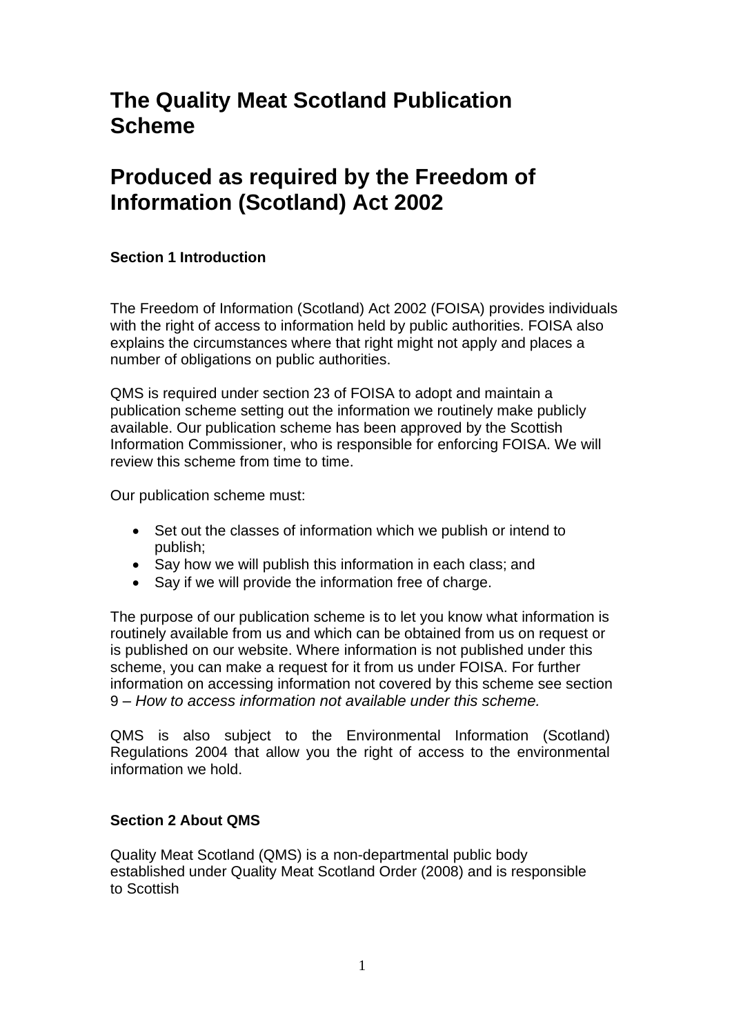# The Quality Meat Scotland Publication Scheme

# Produced as required by the Freedom of Information (Scotland) Act 2002

### Section 1 Introduction

The Freedom of Information (Scotland) Act 2002 (FOISA) provides individuals with the right of access to information held by public authorities. FOISA also explains the circumstances where that right might not apply and places a number of obligations on public authorities.

QMS is required under section 23 of FOISA to adopt and maintain a publication scheme setting out the information we routinely make publicly available. Our publication scheme has been approved by the Scottish Information Commissioner, who is responsible for enforcing FOISA. We will review this scheme from time to time.

Our publication scheme must:

- Set out the classes of information which we publish or intend to publish;
- Say how we will publish this information in each class; and
- Say if we will provide the information free of charge.

The purpose of our publication scheme is to let you know what information is routinely available from us and which can be obtained from us on request or is published on our website. Where information is not published under this scheme, you can make a request for it from us under FOISA. For further information on accessing information not covered by this scheme see section 9 – *How to access information not available under this scheme.*

QMS is also subject to the Environmental Information (Scotland) Regulations 2004 that allow you the right of access to the environmental information we hold.

### Section 2 About QMS

Quality Meat Scotland (QMS) is a non-departmental public body established under Quality Meat Scotland Order (2008) and is responsible to Scottish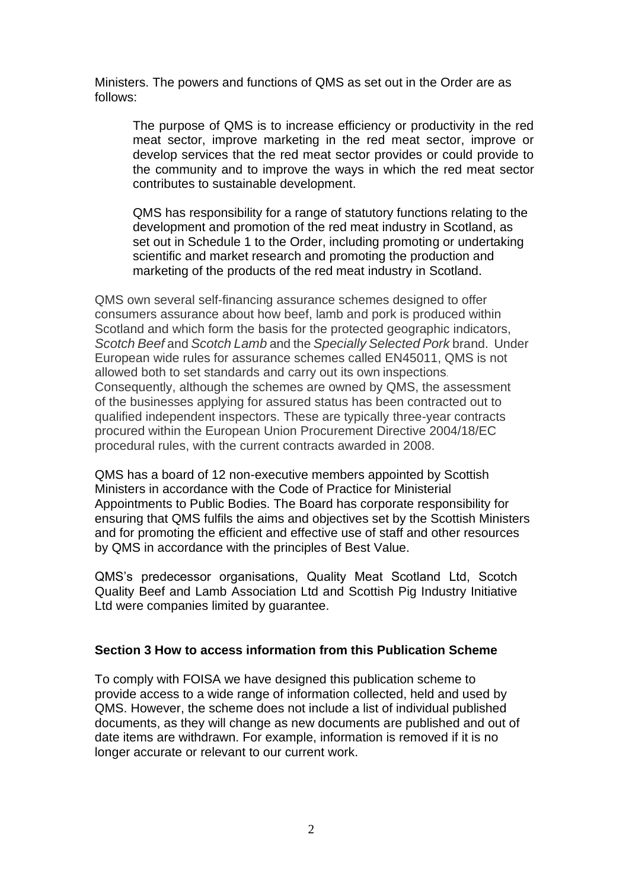Ministers. The powers and functions of QMS as set out in the Order are as follows:

> The purpose of QMS is to increase efficiency or productivity in the red meat sector, improve marketing in the red meat sector, improve or develop services that the red meat sector provides or could provide to the community and to improve the ways in which the red meat sector contributes to sustainable development.
>
> QMS has responsibility for a range of statutory functions relating to the development and promotion of the red meat industry in Scotland, as set out in Schedule 1 to the Order, including promoting or undertaking scientific and market research and promoting the production and marketing of the products of the red meat industry in Scotland.

QMS own several self-financing assurance schemes designed to offer consumers assurance about how beef, lamb and pork is produced within Scotland and which form the basis for the protected geographic indicators, *Scotch Beef* and *Scotch Lamb* and the *Specially Selected Pork* brand. Under European wide rules for assurance schemes called EN45011, QMS is not allowed both to set standards and carry out its own inspections. Consequently, although the schemes are owned by QMS, the assessment of the businesses applying for assured status has been contracted out to qualified independent inspectors. These are typically three-year contracts procured within the European Union Procurement Directive 2004/18/EC procedural rules, with the current contracts awarded in 2008.

QMS has a board of 12 non-executive members appointed by Scottish Ministers in accordance with the Code of Practice for Ministerial Appointments to Public Bodies. The Board has corporate responsibility for ensuring that QMS fulfils the aims and objectives set by the Scottish Ministers and for promoting the efficient and effective use of staff and other resources by QMS in accordance with the principles of Best Value.

QMS's predecessor organisations, Quality Meat Scotland Ltd, Scotch Quality Beef and Lamb Association Ltd and Scottish Pig Industry Initiative Ltd were companies limited by guarantee.

## Section 3 How to access information from this Publication Scheme

To comply with FOISA we have designed this publication scheme to provide access to a wide range of information collected, held and used by QMS. However, the scheme does not include a list of individual published documents, as they will change as new documents are published and out of date items are withdrawn. For example, information is removed if it is no longer accurate or relevant to our current work.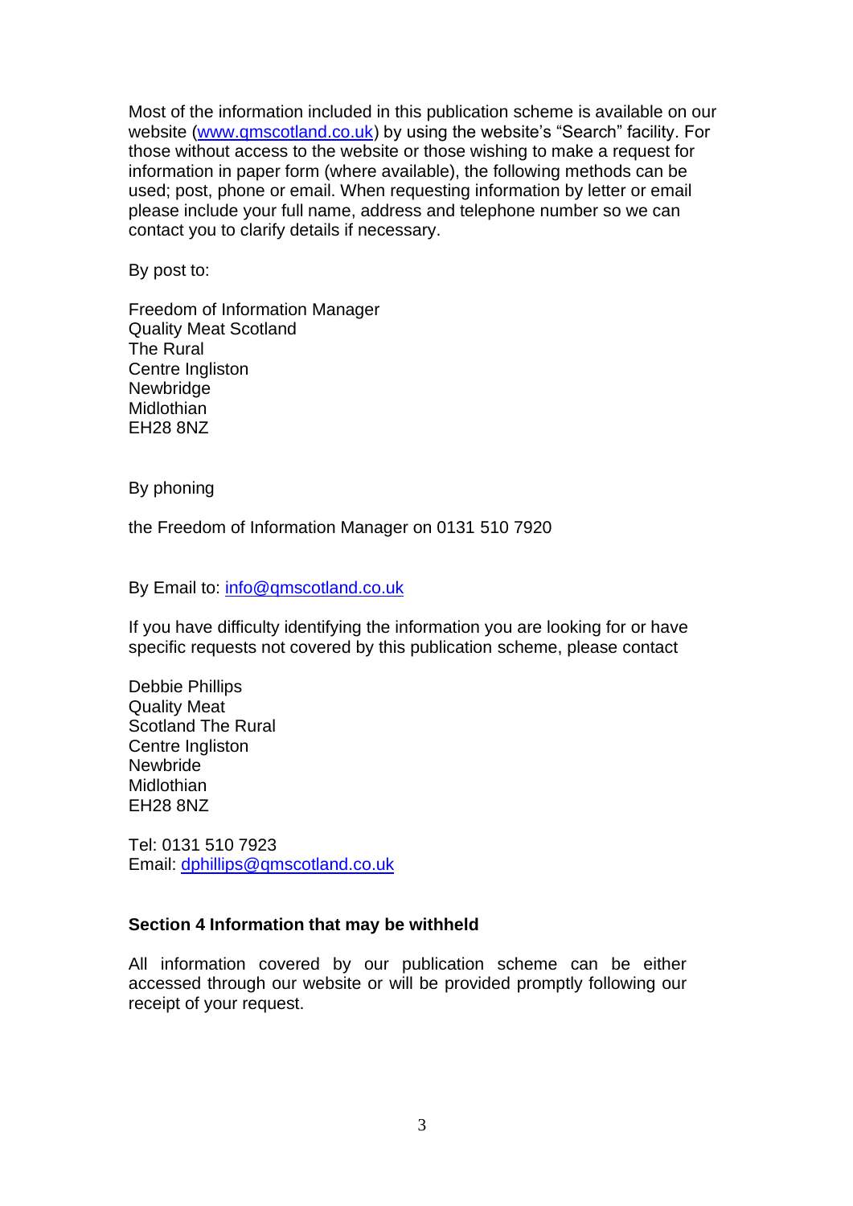Most of the information included in this publication scheme is available on our website (www.qmscotland.co.uk) by using the website's "Search" facility. For those without access to the website or those wishing to make a request for information in paper form (where available), the following methods can be used; post, phone or email. When requesting information by letter or email please include your full name, address and telephone number so we can contact you to clarify details if necessary.

By post to:

Freedom of Information Manager  
Quality Meat Scotland  
The Rural  
Centre Ingliston  
Newbridge  
Midlothian  
EH28 8NZ

By phoning

the Freedom of Information Manager on 0131 510 7920

By Email to: info@qmscotland.co.uk

If you have difficulty identifying the information you are looking for or have specific requests not covered by this publication scheme, please contact

Debbie Phillips  
Quality Meat  
Scotland The Rural  
Centre Ingliston  
Newbride  
Midlothian  
EH28 8NZ

Tel: 0131 510 7923  
Email: dphillips@qmscotland.co.uk

**Section 4 Information that may be withheld**

All information covered by our publication scheme can be either accessed through our website or will be provided promptly following our receipt of your request.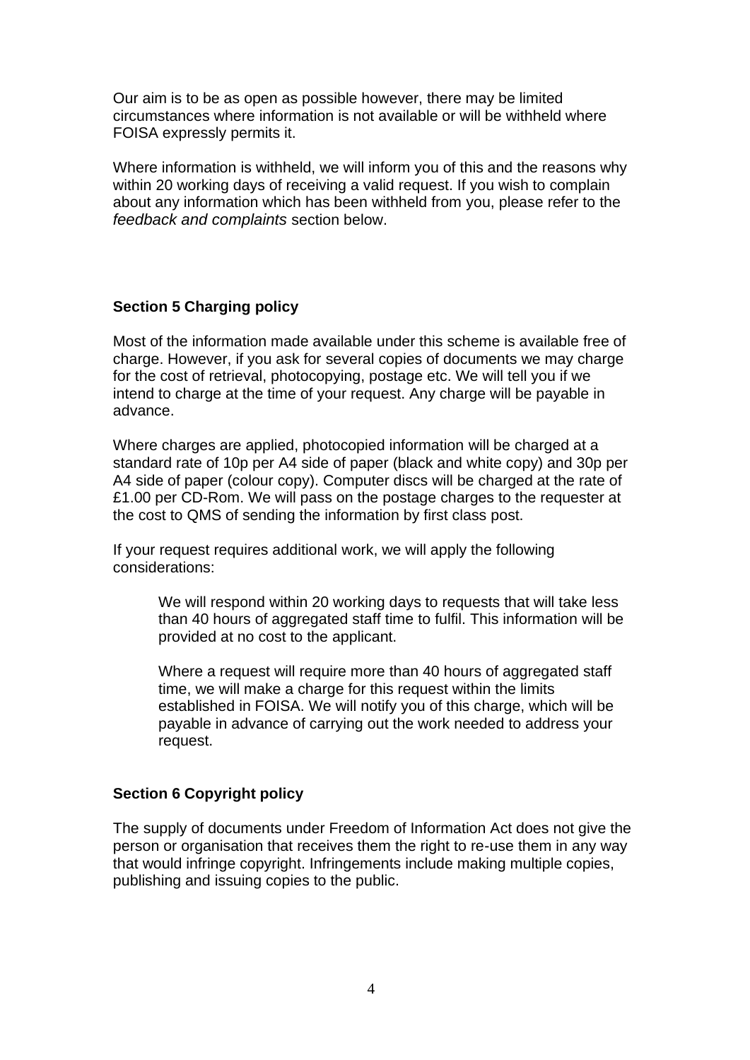Our aim is to be as open as possible however, there may be limited circumstances where information is not available or will be withheld where FOISA expressly permits it.

Where information is withheld, we will inform you of this and the reasons why within 20 working days of receiving a valid request. If you wish to complain about any information which has been withheld from you, please refer to the *feedback and complaints* section below.

## Section 5 Charging policy

Most of the information made available under this scheme is available free of charge. However, if you ask for several copies of documents we may charge for the cost of retrieval, photocopying, postage etc. We will tell you if we intend to charge at the time of your request. Any charge will be payable in advance.

Where charges are applied, photocopied information will be charged at a standard rate of 10p per A4 side of paper (black and white copy) and 30p per A4 side of paper (colour copy). Computer discs will be charged at the rate of £1.00 per CD-Rom. We will pass on the postage charges to the requester at the cost to QMS of sending the information by first class post.

If your request requires additional work, we will apply the following considerations:

> We will respond within 20 working days to requests that will take less than 40 hours of aggregated staff time to fulfil. This information will be provided at no cost to the applicant.
>
> Where a request will require more than 40 hours of aggregated staff time, we will make a charge for this request within the limits established in FOISA. We will notify you of this charge, which will be payable in advance of carrying out the work needed to address your request.

## Section 6 Copyright policy

The supply of documents under Freedom of Information Act does not give the person or organisation that receives them the right to re-use them in any way that would infringe copyright. Infringements include making multiple copies, publishing and issuing copies to the public.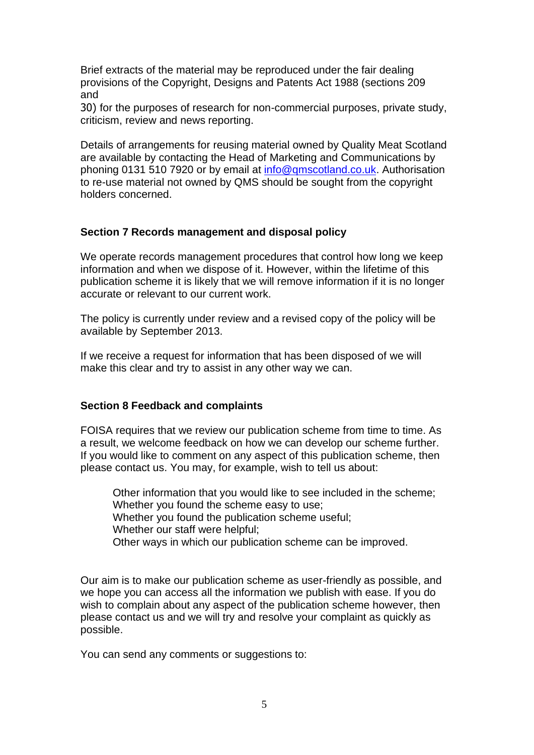Brief extracts of the material may be reproduced under the fair dealing provisions of the Copyright, Designs and Patents Act 1988 (sections 209 and

30) for the purposes of research for non-commercial purposes, private study, criticism, review and news reporting.

Details of arrangements for reusing material owned by Quality Meat Scotland are available by contacting the Head of Marketing and Communications by phoning 0131 510 7920 or by email at info@qmscotland.co.uk. Authorisation to re-use material not owned by QMS should be sought from the copyright holders concerned.

**Section 7 Records management and disposal policy**

We operate records management procedures that control how long we keep information and when we dispose of it. However, within the lifetime of this publication scheme it is likely that we will remove information if it is no longer accurate or relevant to our current work.

The policy is currently under review and a revised copy of the policy will be available by September 2013.

If we receive a request for information that has been disposed of we will make this clear and try to assist in any other way we can.

**Section 8 Feedback and complaints**

FOISA requires that we review our publication scheme from time to time. As a result, we welcome feedback on how we can develop our scheme further. If you would like to comment on any aspect of this publication scheme, then please contact us. You may, for example, wish to tell us about:

Other information that you would like to see included in the scheme;
Whether you found the scheme easy to use;
Whether you found the publication scheme useful;
Whether our staff were helpful;
Other ways in which our publication scheme can be improved.

Our aim is to make our publication scheme as user-friendly as possible, and we hope you can access all the information we publish with ease. If you do wish to complain about any aspect of the publication scheme however, then please contact us and we will try and resolve your complaint as quickly as possible.

You can send any comments or suggestions to: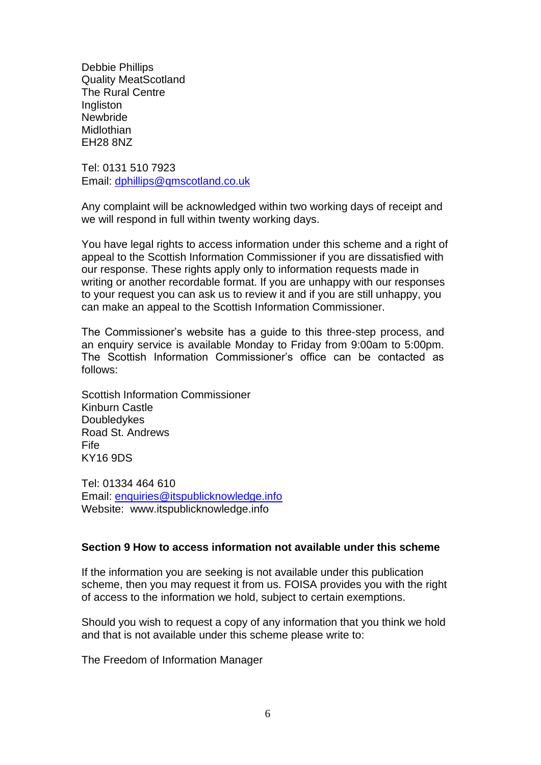Debbie Phillips
Quality MeatScotland
The Rural Centre
Ingliston
Newbride
Midlothian
EH28 8NZ

Tel: 0131 510 7923
Email: dphillips@qmscotland.co.uk

Any complaint will be acknowledged within two working days of receipt and we will respond in full within twenty working days.

You have legal rights to access information under this scheme and a right of appeal to the Scottish Information Commissioner if you are dissatisfied with our response. These rights apply only to information requests made in writing or another recordable format. If you are unhappy with our responses to your request you can ask us to review it and if you are still unhappy, you can make an appeal to the Scottish Information Commissioner.

The Commissioner's website has a guide to this three-step process, and an enquiry service is available Monday to Friday from 9:00am to 5:00pm. The Scottish Information Commissioner's office can be contacted as follows:

Scottish Information Commissioner
Kinburn Castle
Doubledykes
Road St. Andrews
Fife
KY16 9DS

Tel: 01334 464 610
Email: enquiries@itspublicknowledge.info
Website: www.itspublicknowledge.info

**Section 9 How to access information not available under this scheme**

If the information you are seeking is not available under this publication scheme, then you may request it from us. FOISA provides you with the right of access to the information we hold, subject to certain exemptions.

Should you wish to request a copy of any information that you think we hold and that is not available under this scheme please write to:

The Freedom of Information Manager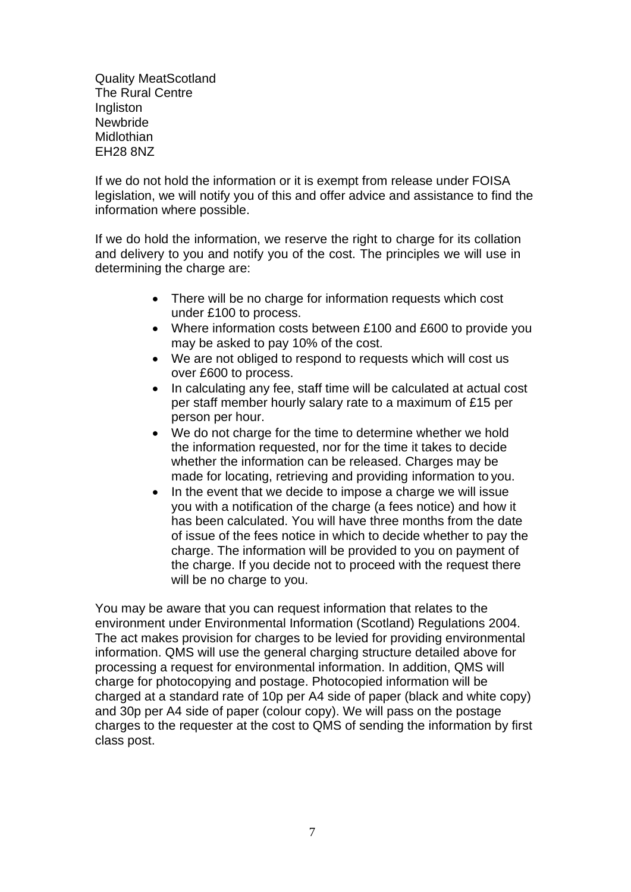Quality MeatScotland
The Rural Centre
Ingliston
Newbride
Midlothian
EH28 8NZ

If we do not hold the information or it is exempt from release under FOISA legislation, we will notify you of this and offer advice and assistance to find the information where possible.

If we do hold the information, we reserve the right to charge for its collation and delivery to you and notify you of the cost. The principles we will use in determining the charge are:

- There will be no charge for information requests which cost under £100 to process.
- Where information costs between £100 and £600 to provide you may be asked to pay 10% of the cost.
- We are not obliged to respond to requests which will cost us over £600 to process.
- In calculating any fee, staff time will be calculated at actual cost per staff member hourly salary rate to a maximum of £15 per person per hour.
- We do not charge for the time to determine whether we hold the information requested, nor for the time it takes to decide whether the information can be released. Charges may be made for locating, retrieving and providing information to you.
- In the event that we decide to impose a charge we will issue you with a notification of the charge (a fees notice) and how it has been calculated. You will have three months from the date of issue of the fees notice in which to decide whether to pay the charge. The information will be provided to you on payment of the charge. If you decide not to proceed with the request there will be no charge to you.

You may be aware that you can request information that relates to the environment under Environmental Information (Scotland) Regulations 2004. The act makes provision for charges to be levied for providing environmental information. QMS will use the general charging structure detailed above for processing a request for environmental information. In addition, QMS will charge for photocopying and postage. Photocopied information will be charged at a standard rate of 10p per A4 side of paper (black and white copy) and 30p per A4 side of paper (colour copy). We will pass on the postage charges to the requester at the cost to QMS of sending the information by first class post.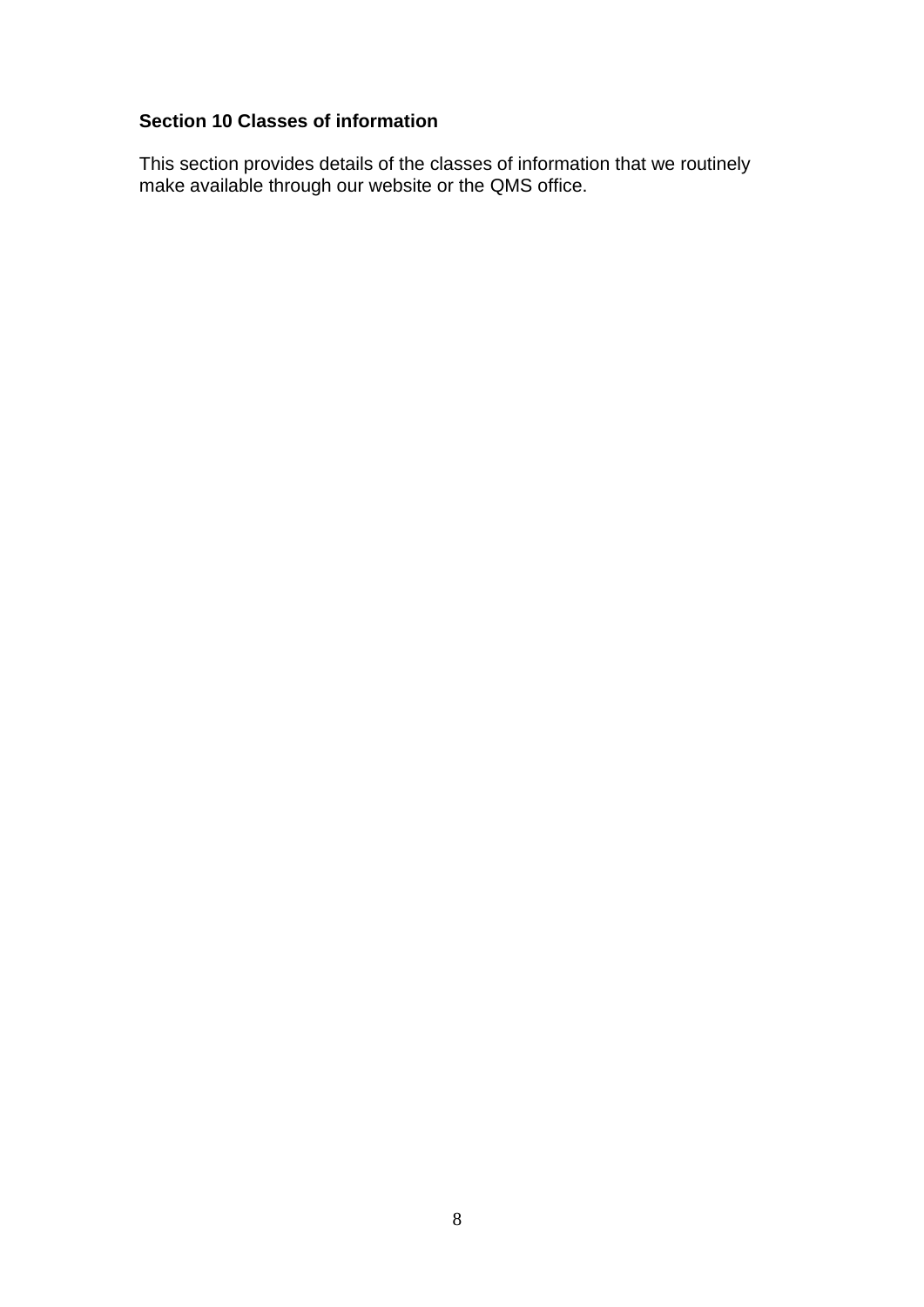**Section 10 Classes of information**

This section provides details of the classes of information that we routinely make available through our website or the QMS office.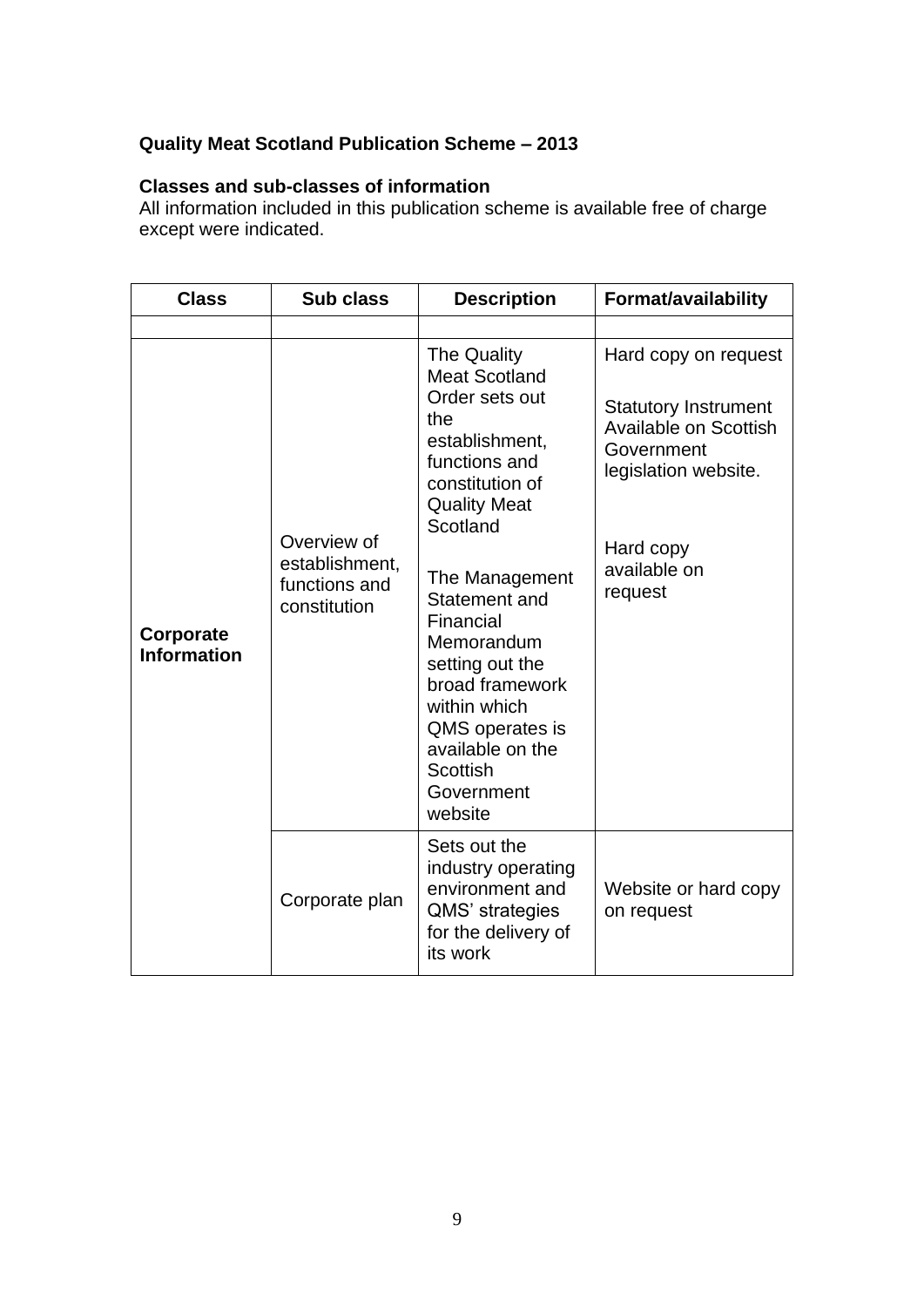**Quality Meat Scotland Publication Scheme – 2013**

**Classes and sub-classes of information**
All information included in this publication scheme is available free of charge except were indicated.

| Class | Sub class | Description | Format/availability |
|---|---|---|---|
| | | | |
| **Corporate Information** | Overview of establishment, functions and constitution | The Quality Meat Scotland Order sets out the establishment, functions and constitution of Quality Meat Scotland<br><br>The Management Statement and Financial Memorandum setting out the broad framework within which QMS operates is available on the Scottish Government website | Hard copy on request<br><br>Statutory Instrument Available on Scottish Government legislation website.<br><br>Hard copy available on request |
| | Corporate plan | Sets out the industry operating environment and QMS' strategies for the delivery of its work | Website or hard copy on request |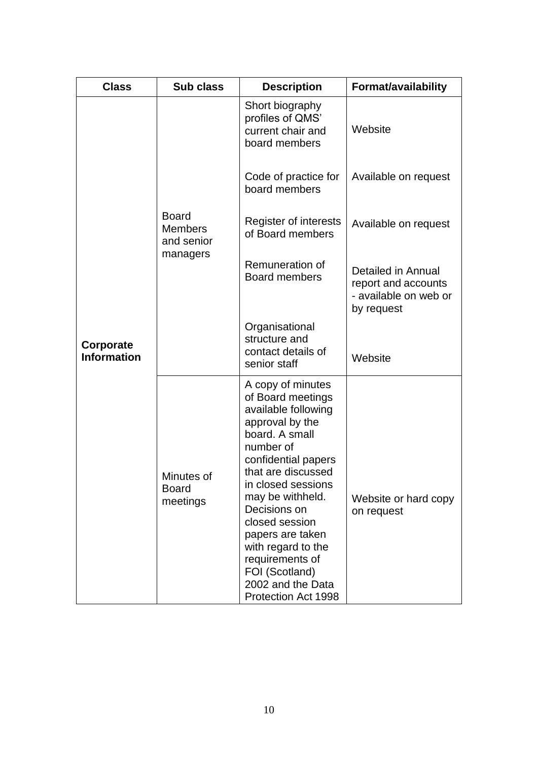| Class | Sub class | Description | Format/availability |
| --- | --- | --- | --- |
| Corporate Information | Board Members and senior managers | Short biography profiles of QMS' current chair and board members | Website |
| | | Code of practice for board members | Available on request |
| | | Register of interests of Board members | Available on request |
| | | Remuneration of Board members | Detailed in Annual report and accounts - available on web or by request |
| | | Organisational structure and contact details of senior staff | Website |
| | Minutes of Board meetings | A copy of minutes of Board meetings available following approval by the board. A small number of confidential papers that are discussed in closed sessions may be withheld. Decisions on closed session papers are taken with regard to the requirements of FOI (Scotland) 2002 and the Data Protection Act 1998 | Website or hard copy on request |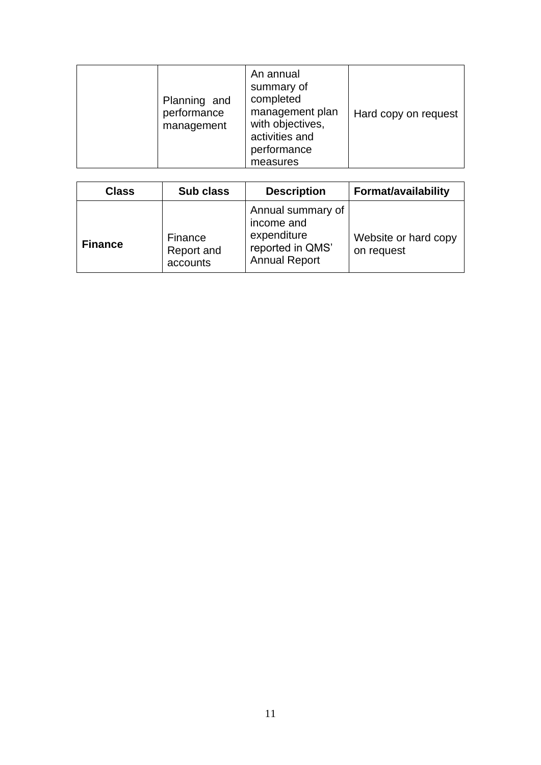| | | | |
|---|---|---|---|
| | Planning and performance management | An annual summary of completed management plan with objectives, activities and performance measures | Hard copy on request |

| Class | Sub class | Description | Format/availability |
|---|---|---|---|
| **Finance** | Finance Report and accounts | Annual summary of income and expenditure reported in QMS' Annual Report | Website or hard copy on request |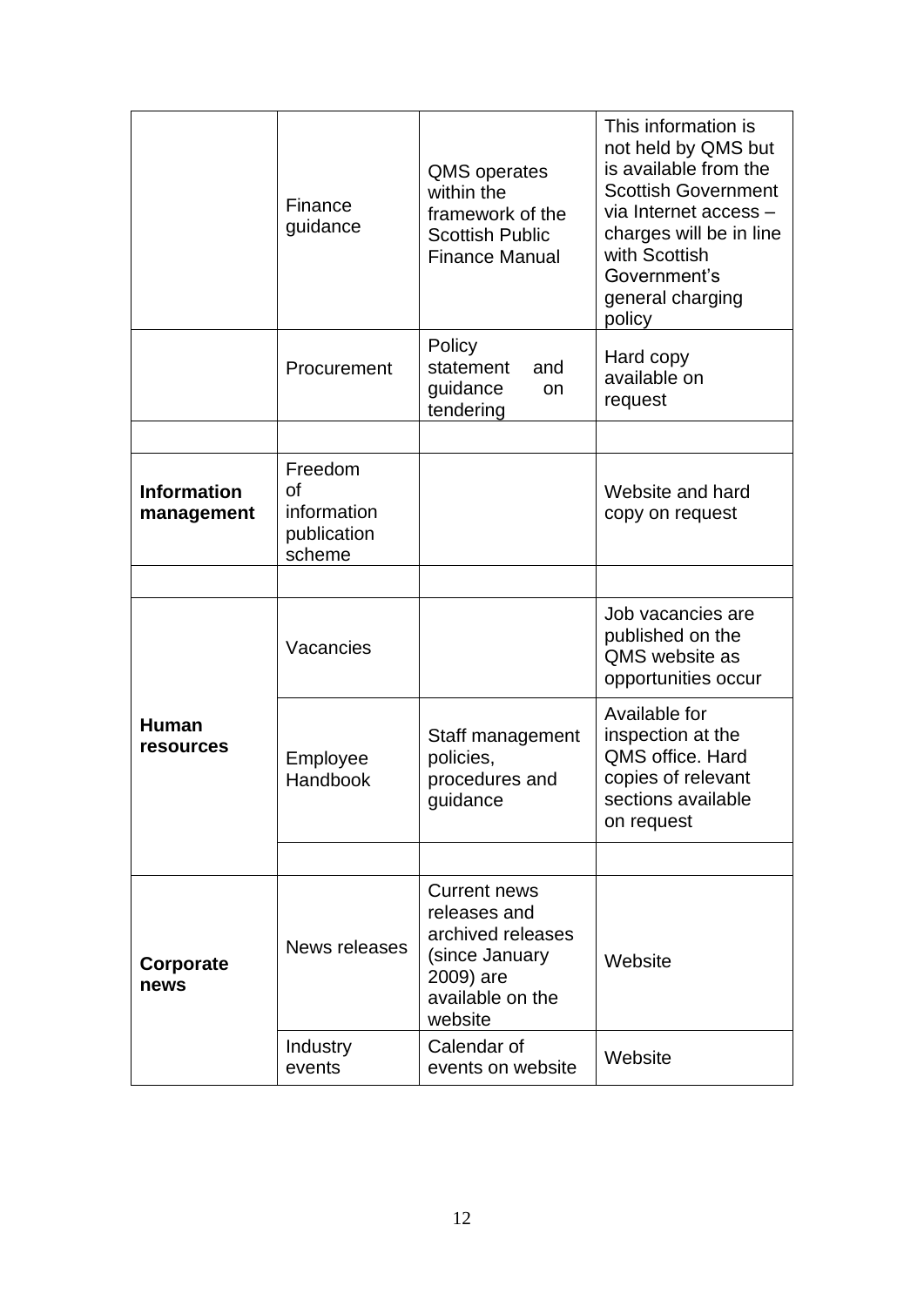| | | | |
|---|---|---|---|
| | Finance guidance | QMS operates within the framework of the Scottish Public Finance Manual | This information is not held by QMS but is available from the Scottish Government via Internet access – charges will be in line with Scottish Government's general charging policy |
| | Procurement | Policy statement and guidance on tendering | Hard copy available on request |
| | | | |
| **Information management** | Freedom of information publication scheme | | Website and hard copy on request |
| | | | |
| **Human resources** | Vacancies | | Job vacancies are published on the QMS website as opportunities occur |
| | Employee Handbook | Staff management policies, procedures and guidance | Available for inspection at the QMS office. Hard copies of relevant sections available on request |
| | | | |
| **Corporate news** | News releases | Current news releases and archived releases (since January 2009) are available on the website | Website |
| | Industry events | Calendar of events on website | Website |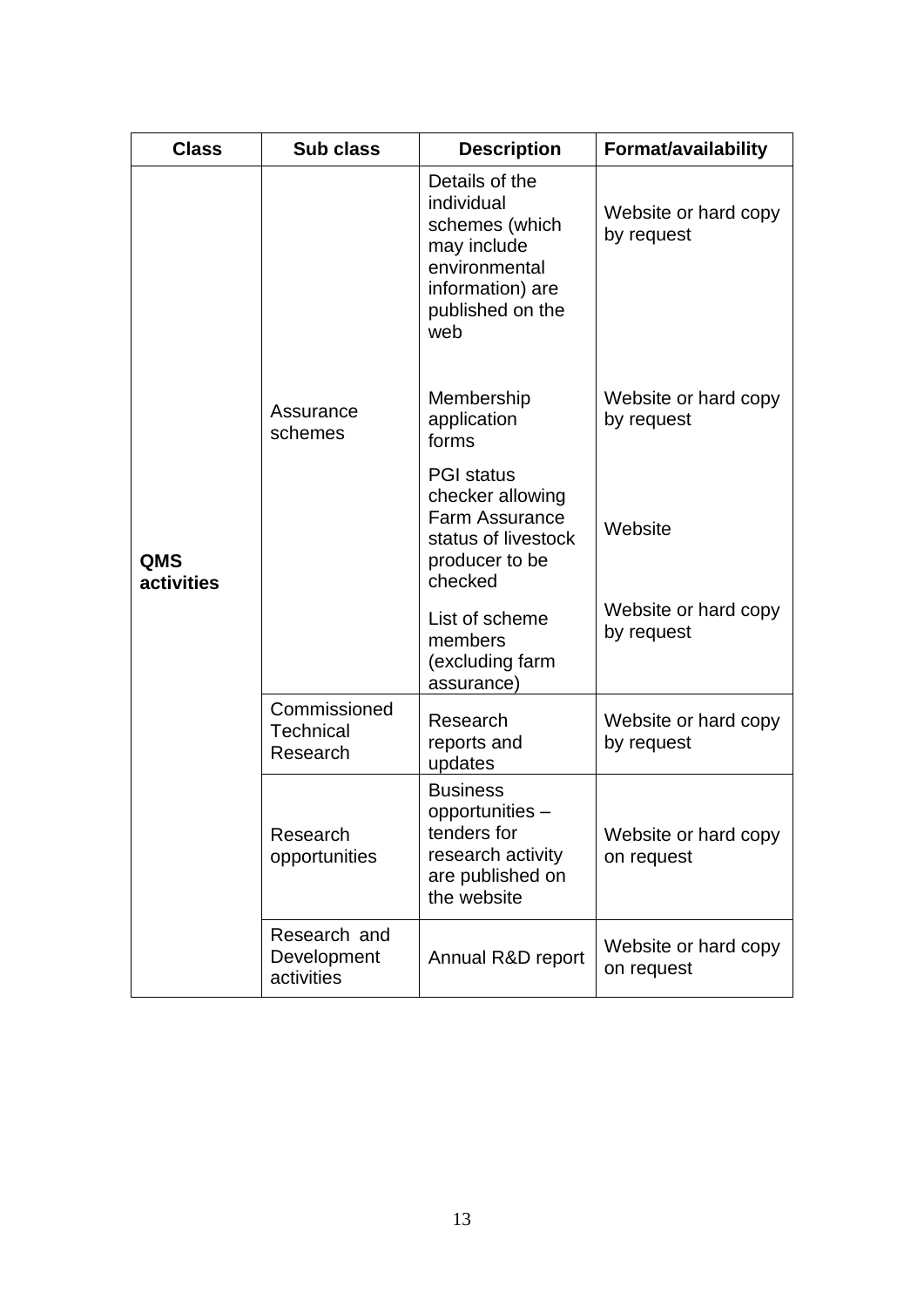| Class | Sub class | Description | Format/availability |
| --- | --- | --- | --- |
| QMS activities | Assurance schemes | Details of the individual schemes (which may include environmental information) are published on the web | Website or hard copy by request |
| | | Membership application forms | Website or hard copy by request |
| | | PGI status checker allowing Farm Assurance status of livestock producer to be checked | Website |
| | | List of scheme members (excluding farm assurance) | Website or hard copy by request |
| | Commissioned Technical Research | Research reports and updates | Website or hard copy by request |
| | Research opportunities | Business opportunities – tenders for research activity are published on the website | Website or hard copy on request |
| | Research and Development activities | Annual R&D report | Website or hard copy on request |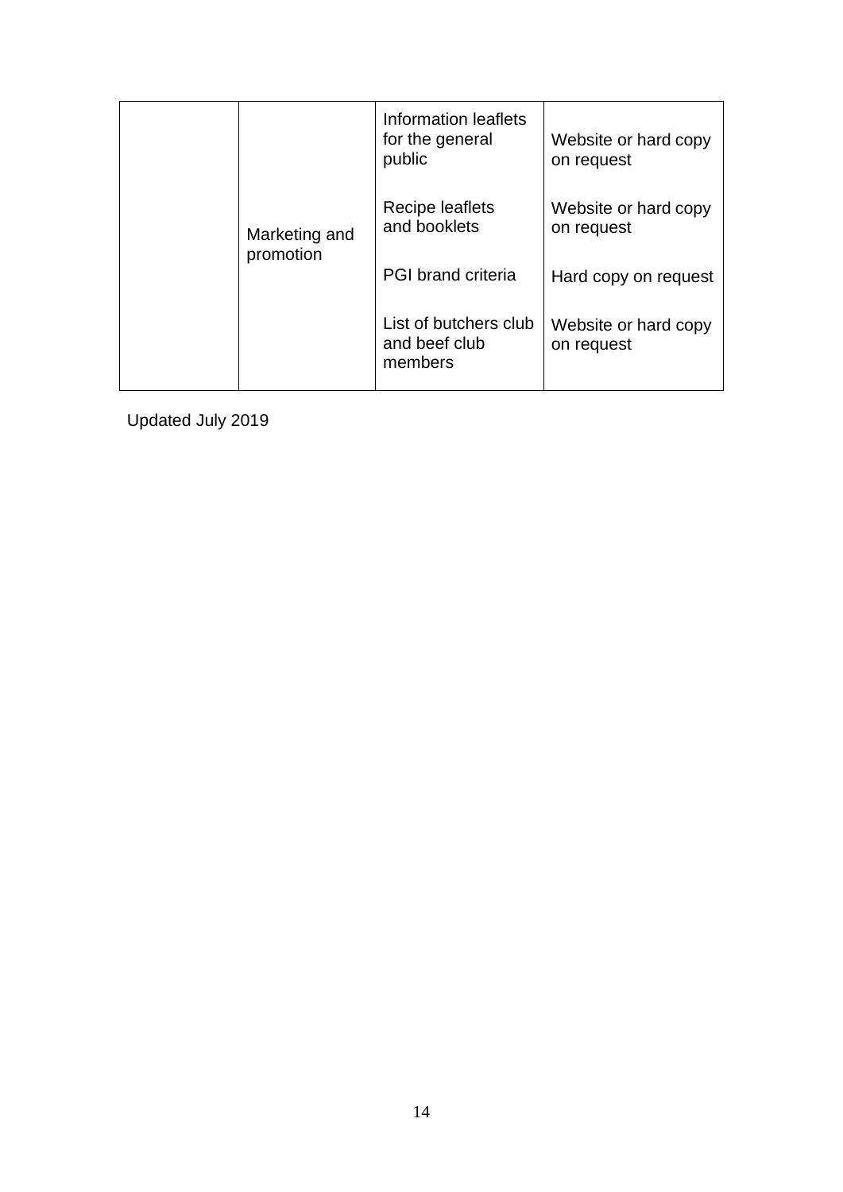| | | | |
|---|---|---|---|
| | Marketing and promotion | Information leaflets for the general public | Website or hard copy on request |
| | | Recipe leaflets and booklets | Website or hard copy on request |
| | | PGI brand criteria | Hard copy on request |
| | | List of butchers club and beef club members | Website or hard copy on request |

Updated July 2019